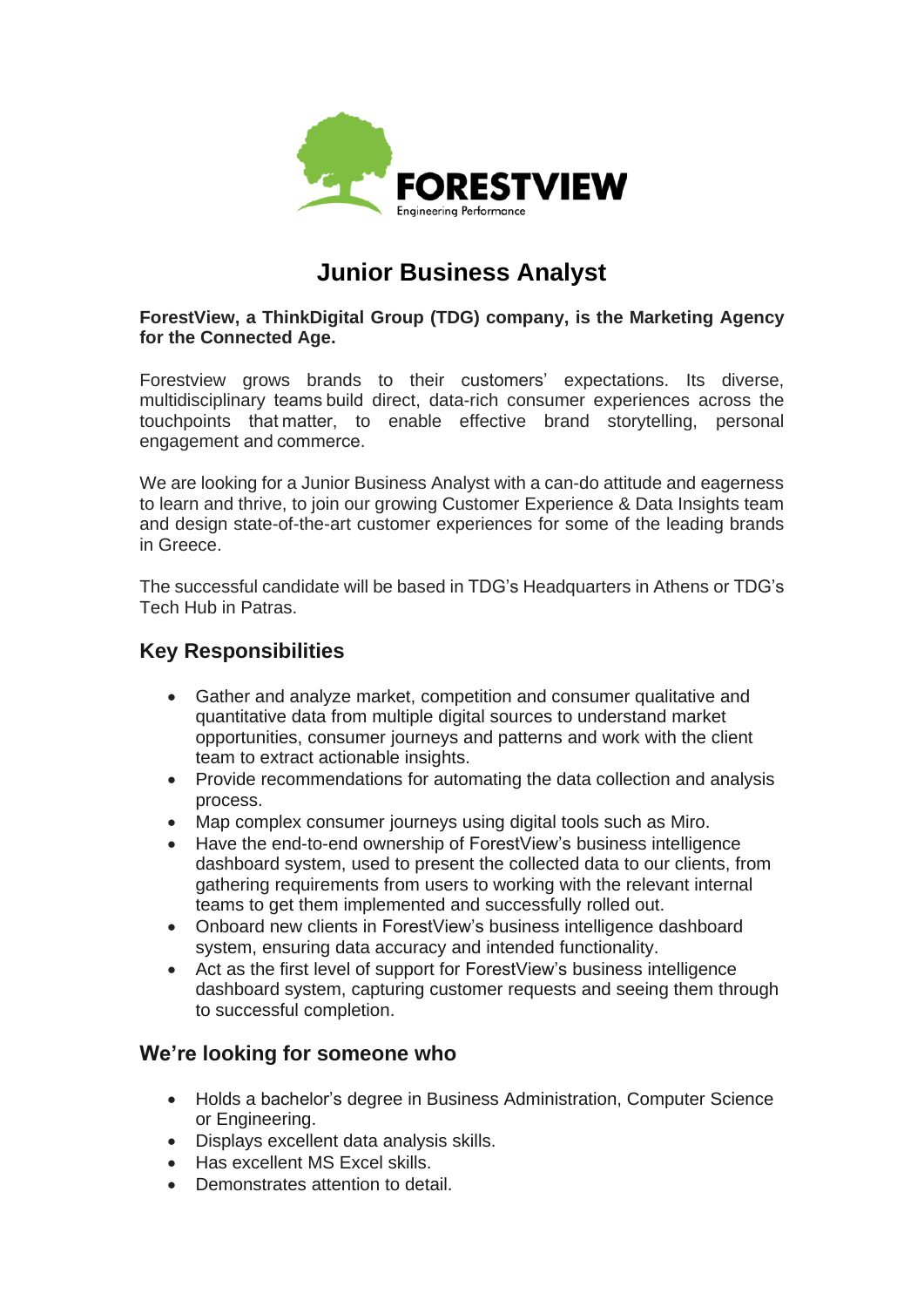FORESTVIEW
Engineering Performance

# Junior Business Analyst

**ForestView, a ThinkDigital Group (TDG) company, is the Marketing Agency for the Connected Age.**

Forestview grows brands to their customers' expectations. Its diverse, multidisciplinary teams build direct, data-rich consumer experiences across the touchpoints that matter, to enable effective brand storytelling, personal engagement and commerce.

We are looking for a Junior Business Analyst with a can-do attitude and eagerness to learn and thrive, to join our growing Customer Experience & Data Insights team and design state-of-the-art customer experiences for some of the leading brands in Greece.

The successful candidate will be based in TDG's Headquarters in Athens or TDG's Tech Hub in Patras.

## Key Responsibilities

- Gather and analyze market, competition and consumer qualitative and quantitative data from multiple digital sources to understand market opportunities, consumer journeys and patterns and work with the client team to extract actionable insights.
- Provide recommendations for automating the data collection and analysis process.
- Map complex consumer journeys using digital tools such as Miro.
- Have the end-to-end ownership of ForestView's business intelligence dashboard system, used to present the collected data to our clients, from gathering requirements from users to working with the relevant internal teams to get them implemented and successfully rolled out.
- Onboard new clients in ForestView's business intelligence dashboard system, ensuring data accuracy and intended functionality.
- Act as the first level of support for ForestView's business intelligence dashboard system, capturing customer requests and seeing them through to successful completion.

## We're looking for someone who

- Holds a bachelor's degree in Business Administration, Computer Science or Engineering.
- Displays excellent data analysis skills.
- Has excellent MS Excel skills.
- Demonstrates attention to detail.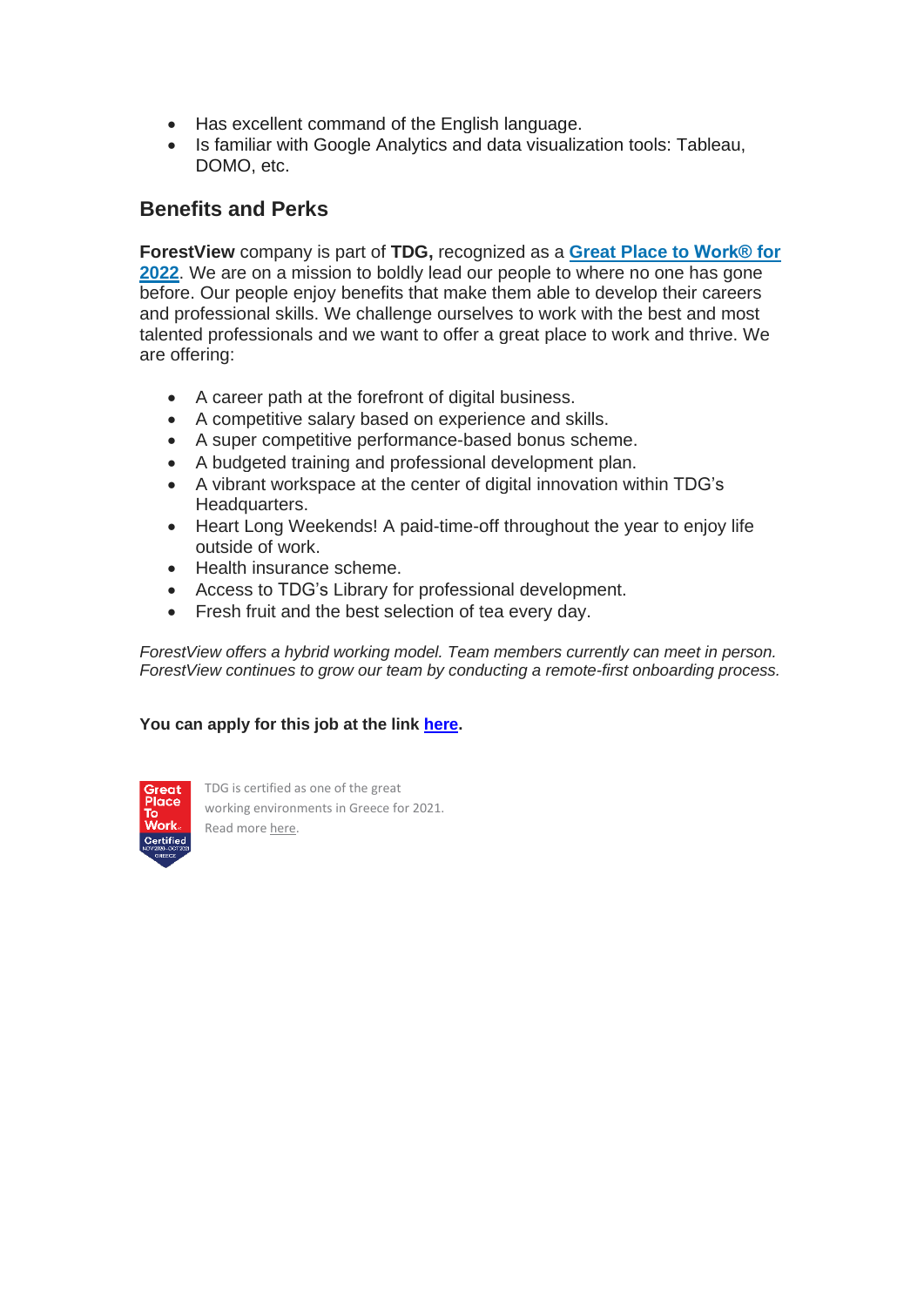- Has excellent command of the English language.
- Is familiar with Google Analytics and data visualization tools: Tableau, DOMO, etc.

## Benefits and Perks

**ForestView** company is part of **TDG,** recognized as a **Great Place to Work® for 2022**. We are on a mission to boldly lead our people to where no one has gone before. Our people enjoy benefits that make them able to develop their careers and professional skills. We challenge ourselves to work with the best and most talented professionals and we want to offer a great place to work and thrive. We are offering:

- A career path at the forefront of digital business.
- A competitive salary based on experience and skills.
- A super competitive performance-based bonus scheme.
- A budgeted training and professional development plan.
- A vibrant workspace at the center of digital innovation within TDG's Headquarters.
- Heart Long Weekends! A paid-time-off throughout the year to enjoy life outside of work.
- Health insurance scheme.
- Access to TDG's Library for professional development.
- Fresh fruit and the best selection of tea every day.

*ForestView offers a hybrid working model. Team members currently can meet in person. ForestView continues to grow our team by conducting a remote-first onboarding process.*

**You can apply for this job at the link here.**

Great Place To Work Certified NOV 2020-OCT 2021 GREECE

TDG is certified as one of the great working environments in Greece for 2021. Read more here.